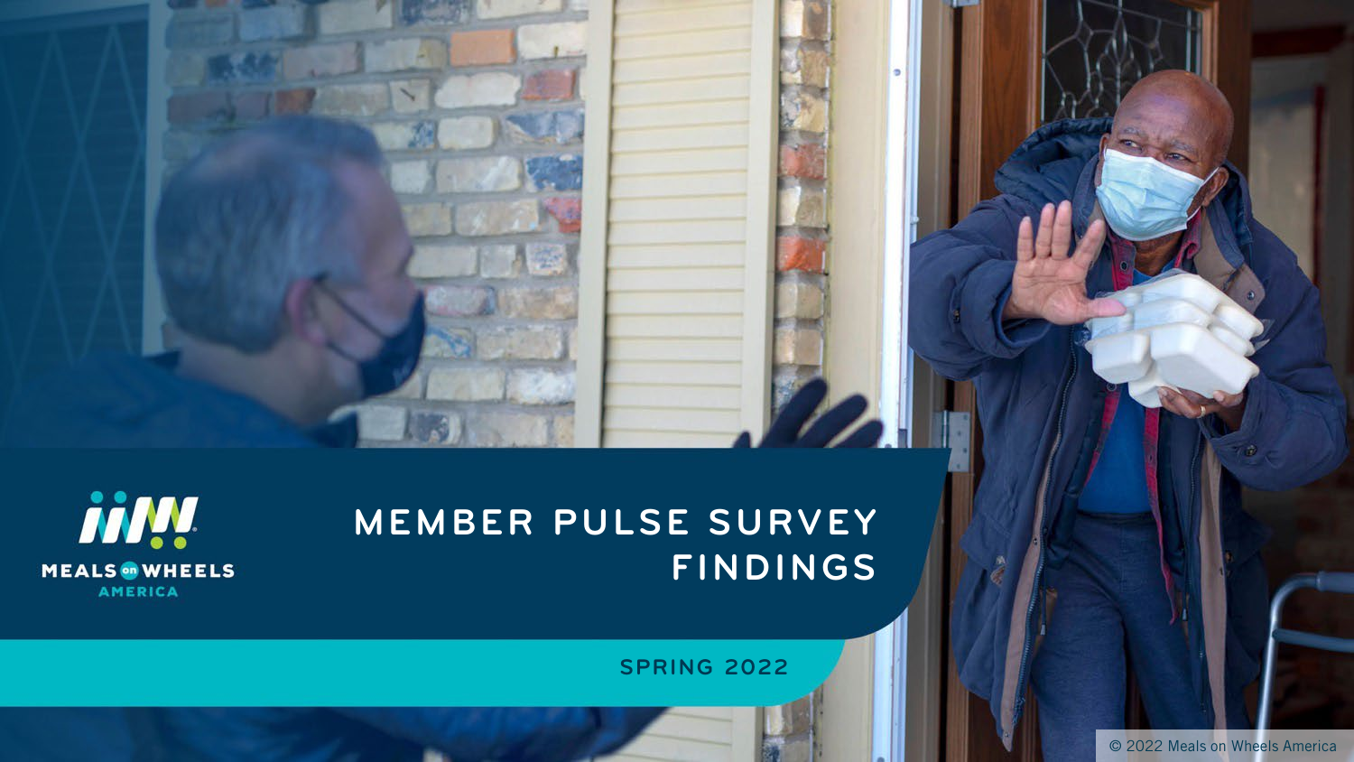MEALS on WHEELS AMERICA

# MEMBER PULSE SURVEY FINDINGS

SPRING 2022

© 2022 Meals on Wheels America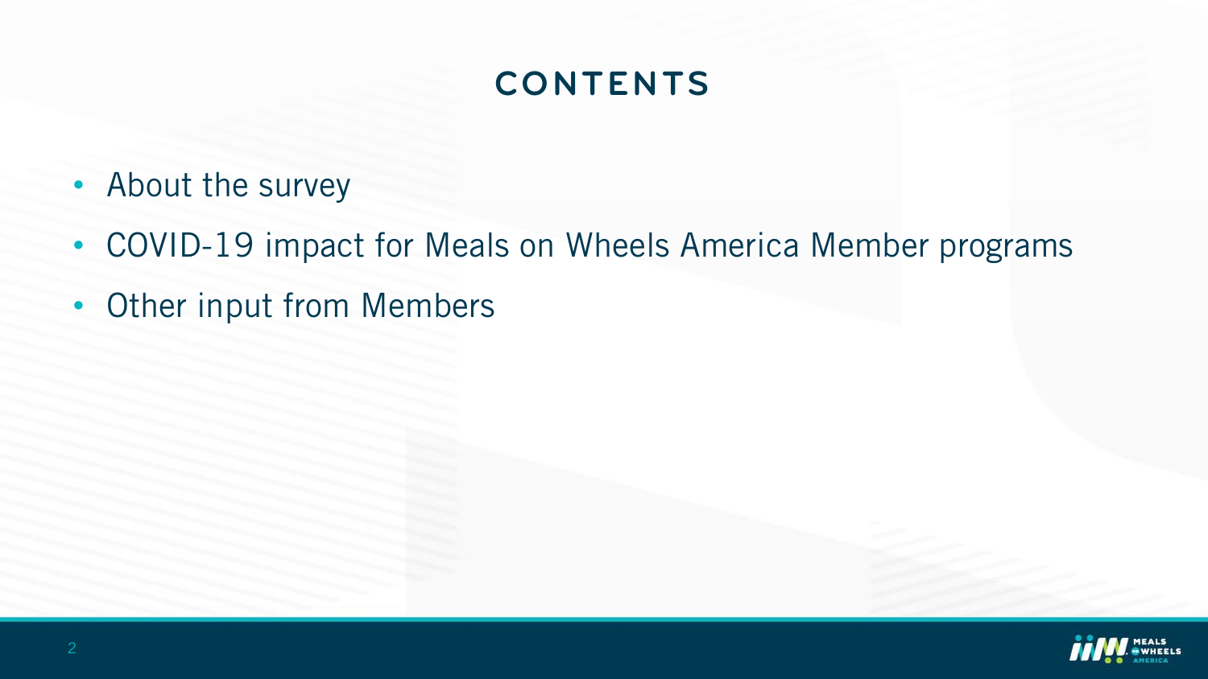# CONTENTS

- About the survey
- COVID-19 impact for Meals on Wheels America Member programs
- Other input from Members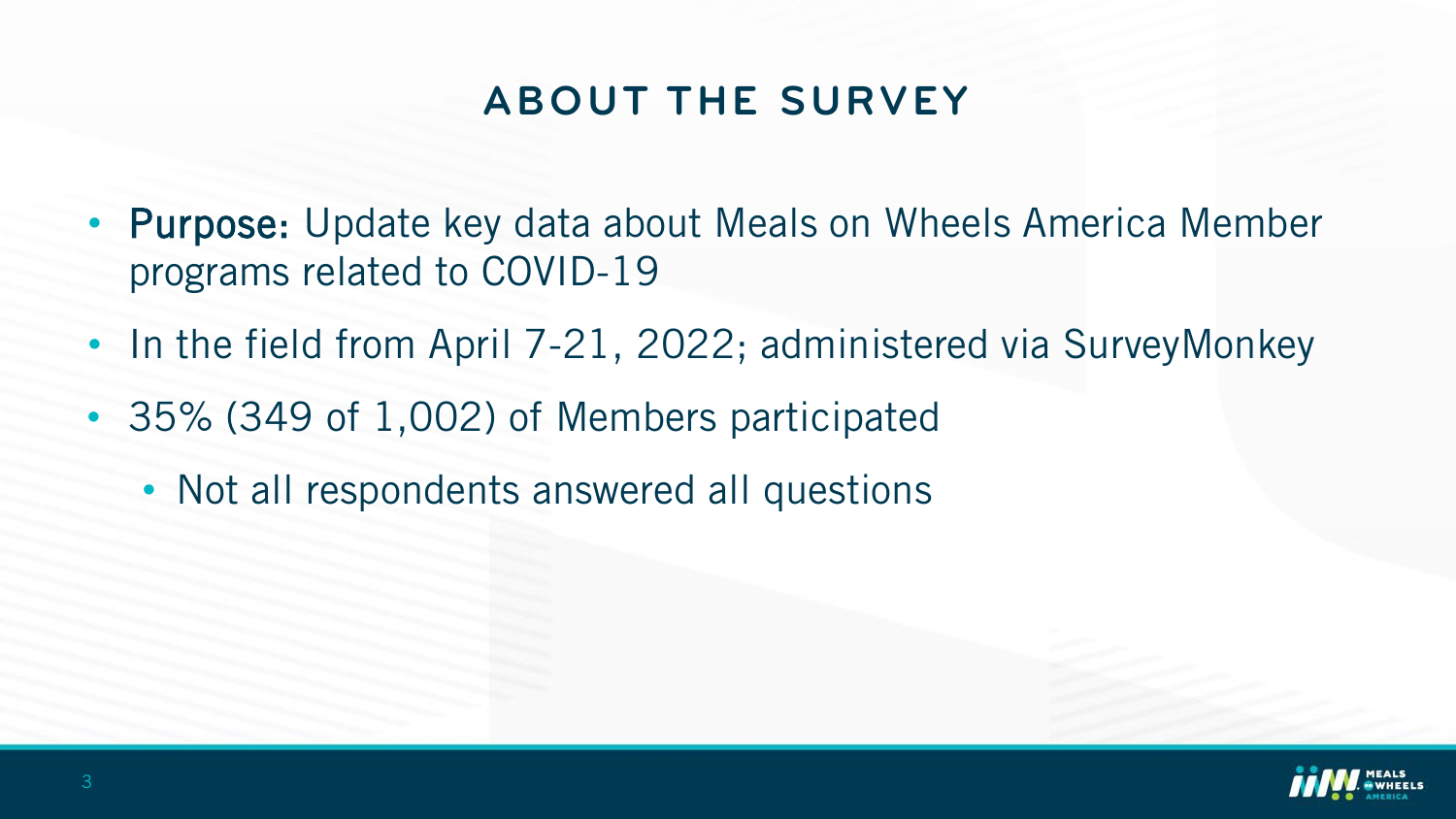# ABOUT THE SURVEY

- **Purpose:** Update key data about Meals on Wheels America Member programs related to COVID-19
- In the field from April 7-21, 2022; administered via SurveyMonkey
- 35% (349 of 1,002) of Members participated
  - Not all respondents answered all questions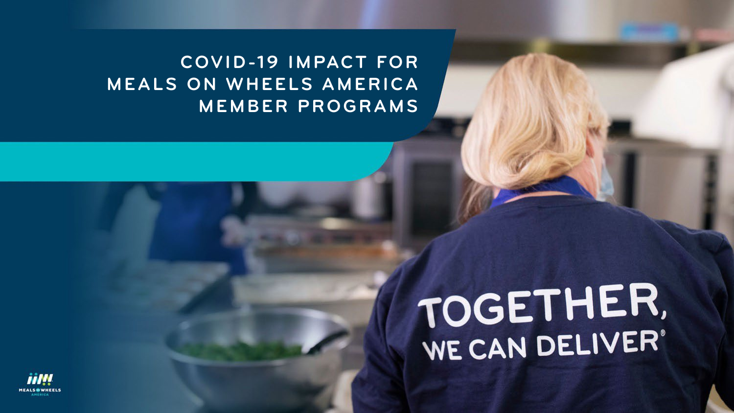# COVID-19 IMPACT FOR MEALS ON WHEELS AMERICA MEMBER PROGRAMS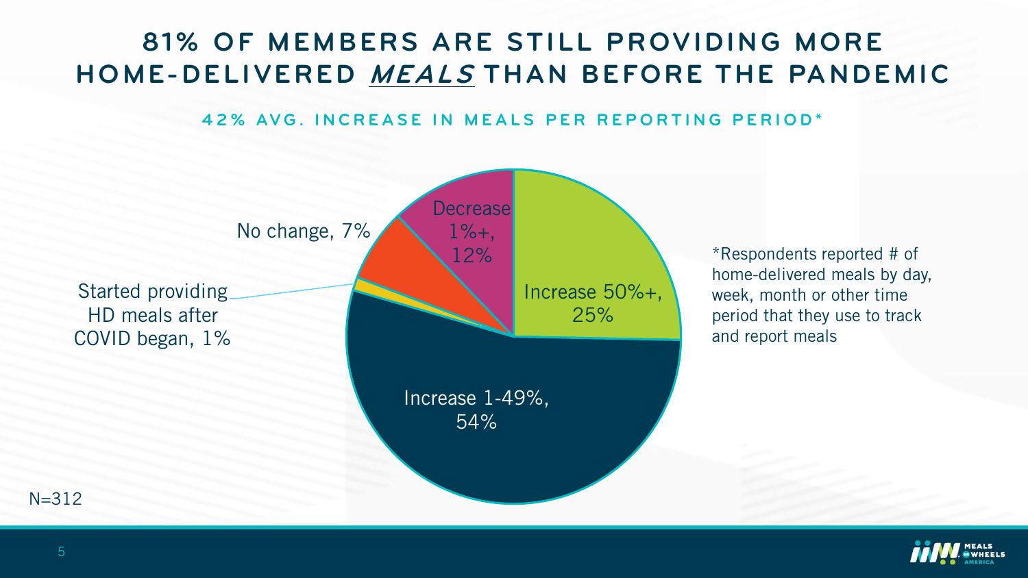# 81% OF MEMBERS ARE STILL PROVIDING MORE HOME-DELIVERED *MEALS* THAN BEFORE THE PANDEMIC

## 42% AVG. INCREASE IN MEALS PER REPORTING PERIOD*

Decrease 1%+, 12%

No change, 7%

Started providing HD meals after COVID began, 1%

Increase 50%+, 25%

Increase 1-49%, 54%

*Respondents reported # of home-delivered meals by day, week, month or other time period that they use to track and report meals

N=312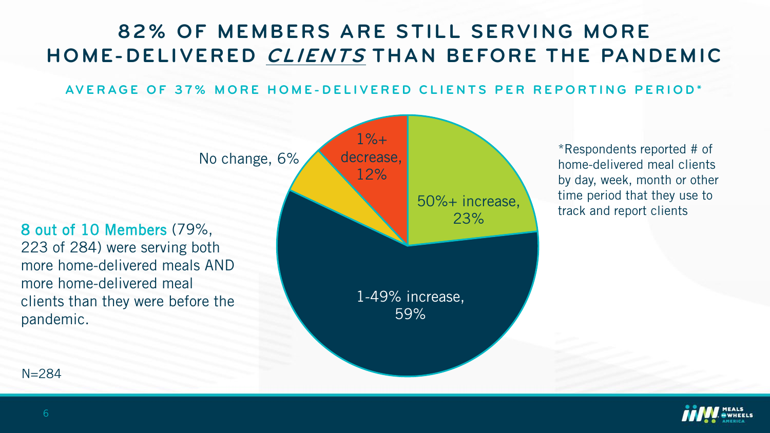# 82% OF MEMBERS ARE STILL SERVING MORE HOME-DELIVERED *CLIENTS* THAN BEFORE THE PANDEMIC

## AVERAGE OF 37% MORE HOME-DELIVERED CLIENTS PER REPORTING PERIOD*

No change, 6%

1%+ decrease, 12%

50%+ increase, 23%

1-49% increase, 59%

**8 out of 10 Members** (79%, 223 of 284) were serving both more home-delivered meals AND more home-delivered meal clients than they were before the pandemic.

*Respondents reported # of home-delivered meal clients by day, week, month or other time period that they use to track and report clients

N=284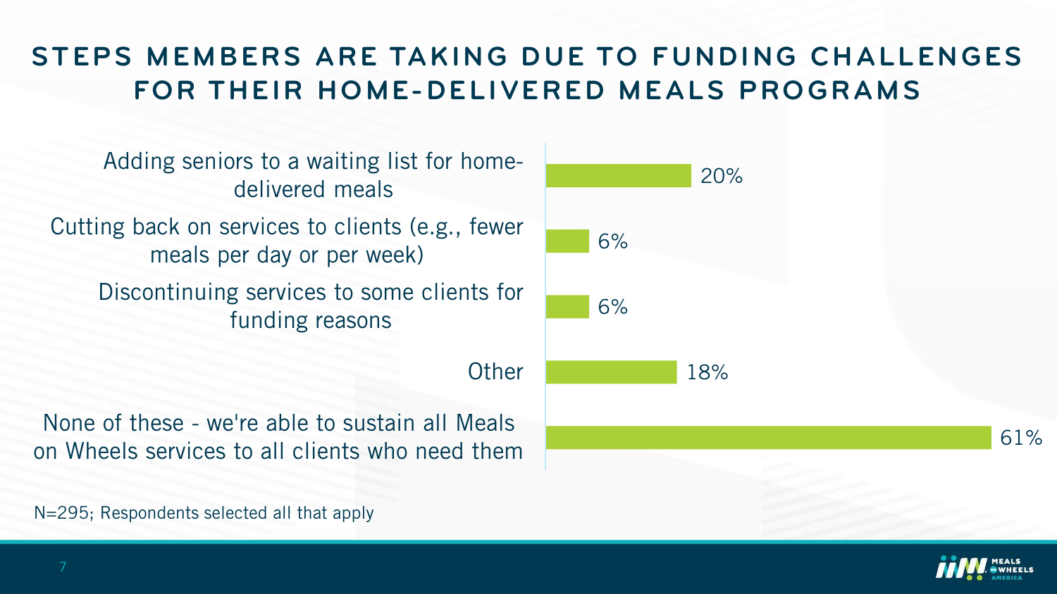# STEPS MEMBERS ARE TAKING DUE TO FUNDING CHALLENGES FOR THEIR HOME-DELIVERED MEALS PROGRAMS

| Step | Percentage |
| --- | --- |
| Adding seniors to a waiting list for home-delivered meals | 20% |
| Cutting back on services to clients (e.g., fewer meals per day or per week) | 6% |
| Discontinuing services to some clients for funding reasons | 6% |
| Other | 18% |
| None of these - we're able to sustain all Meals on Wheels services to all clients who need them | 61% |

N=295; Respondents selected all that apply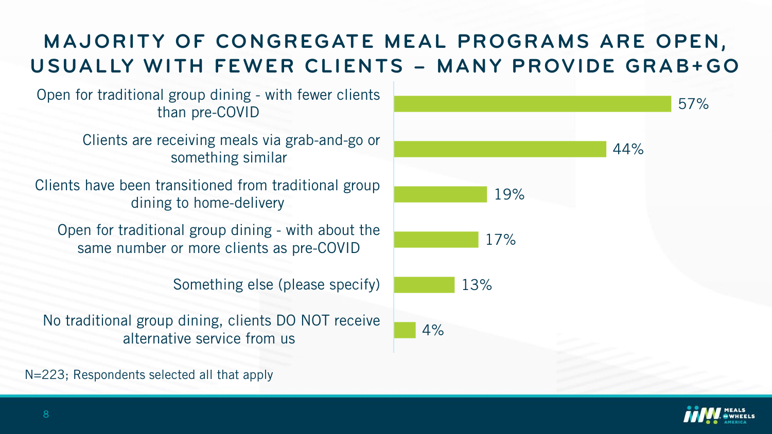# MAJORITY OF CONGREGATE MEAL PROGRAMS ARE OPEN, USUALLY WITH FEWER CLIENTS – MANY PROVIDE GRAB+GO

Open for traditional group dining - with fewer clients than pre-COVID
57%

Clients are receiving meals via grab-and-go or something similar
44%

Clients have been transitioned from traditional group dining to home-delivery
19%

Open for traditional group dining - with about the same number or more clients as pre-COVID
17%

Something else (please specify)
13%

No traditional group dining, clients DO NOT receive alternative service from us
4%

N=223; Respondents selected all that apply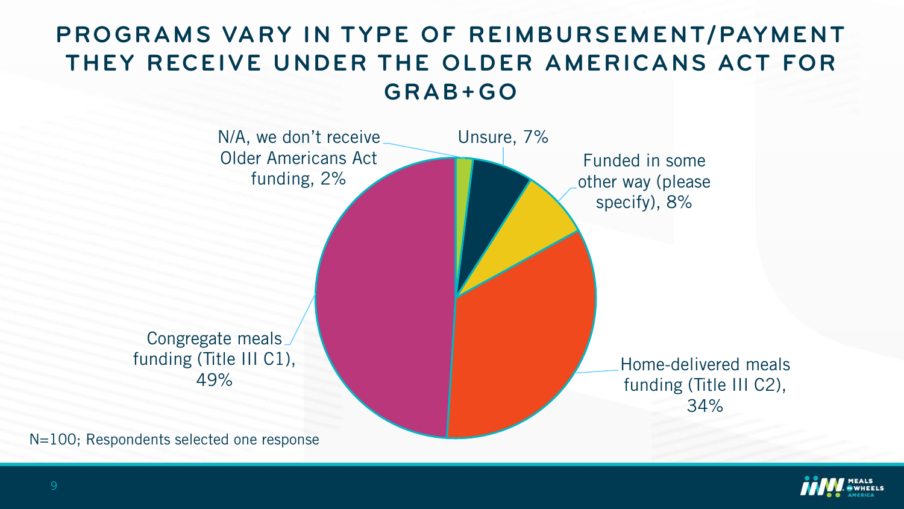# PROGRAMS VARY IN TYPE OF REIMBURSEMENT/PAYMENT THEY RECEIVE UNDER THE OLDER AMERICANS ACT FOR GRAB+GO

N/A, we don't receive Older Americans Act funding, 2%

Unsure, 7%

Funded in some other way (please specify), 8%

Home-delivered meals funding (Title III C2), 34%

Congregate meals funding (Title III C1), 49%

N=100; Respondents selected one response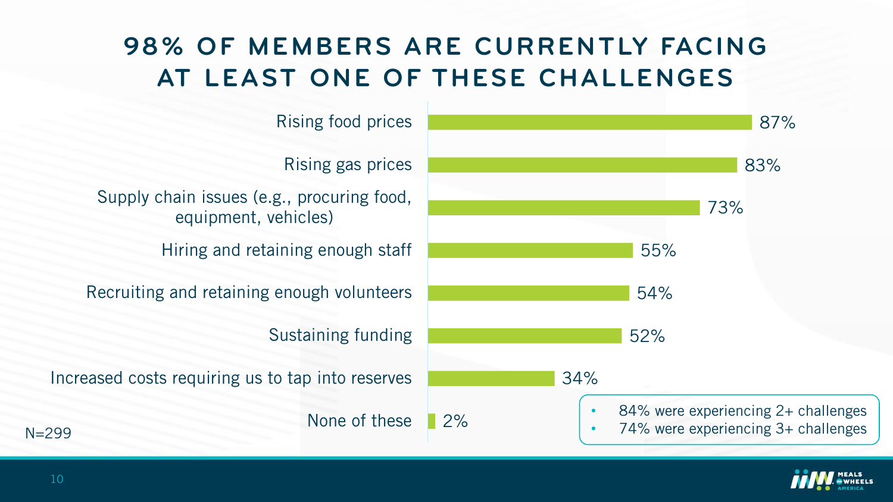# 98% OF MEMBERS ARE CURRENTLY FACING AT LEAST ONE OF THESE CHALLENGES

Rising food prices 87%

Rising gas prices 83%

Supply chain issues (e.g., procuring food, equipment, vehicles) 73%

Hiring and retaining enough staff 55%

Recruiting and retaining enough volunteers 54%

Sustaining funding 52%

Increased costs requiring us to tap into reserves 34%

None of these 2%

N=299

- 84% were experiencing 2+ challenges
- 74% were experiencing 3+ challenges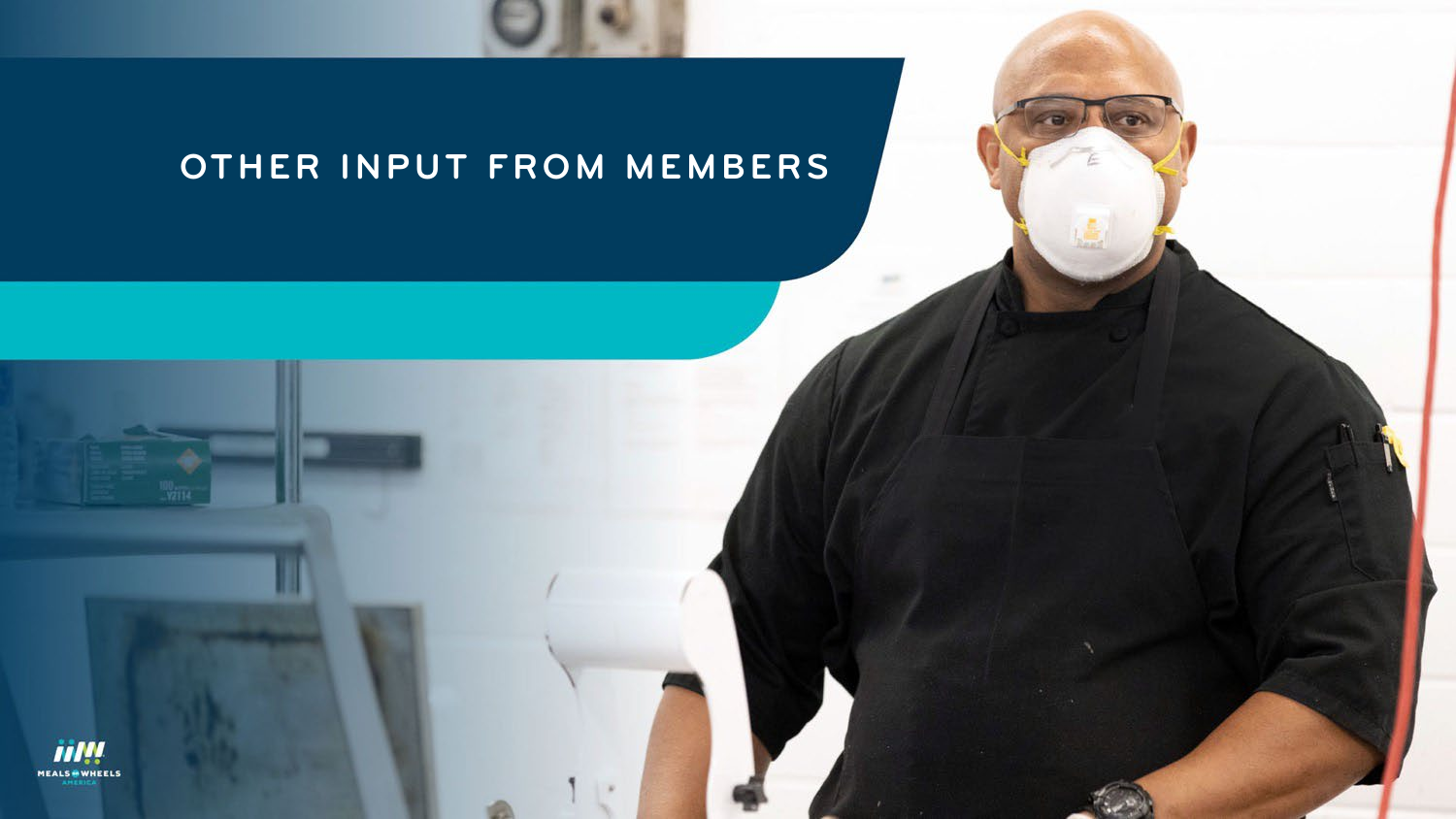# OTHER INPUT FROM MEMBERS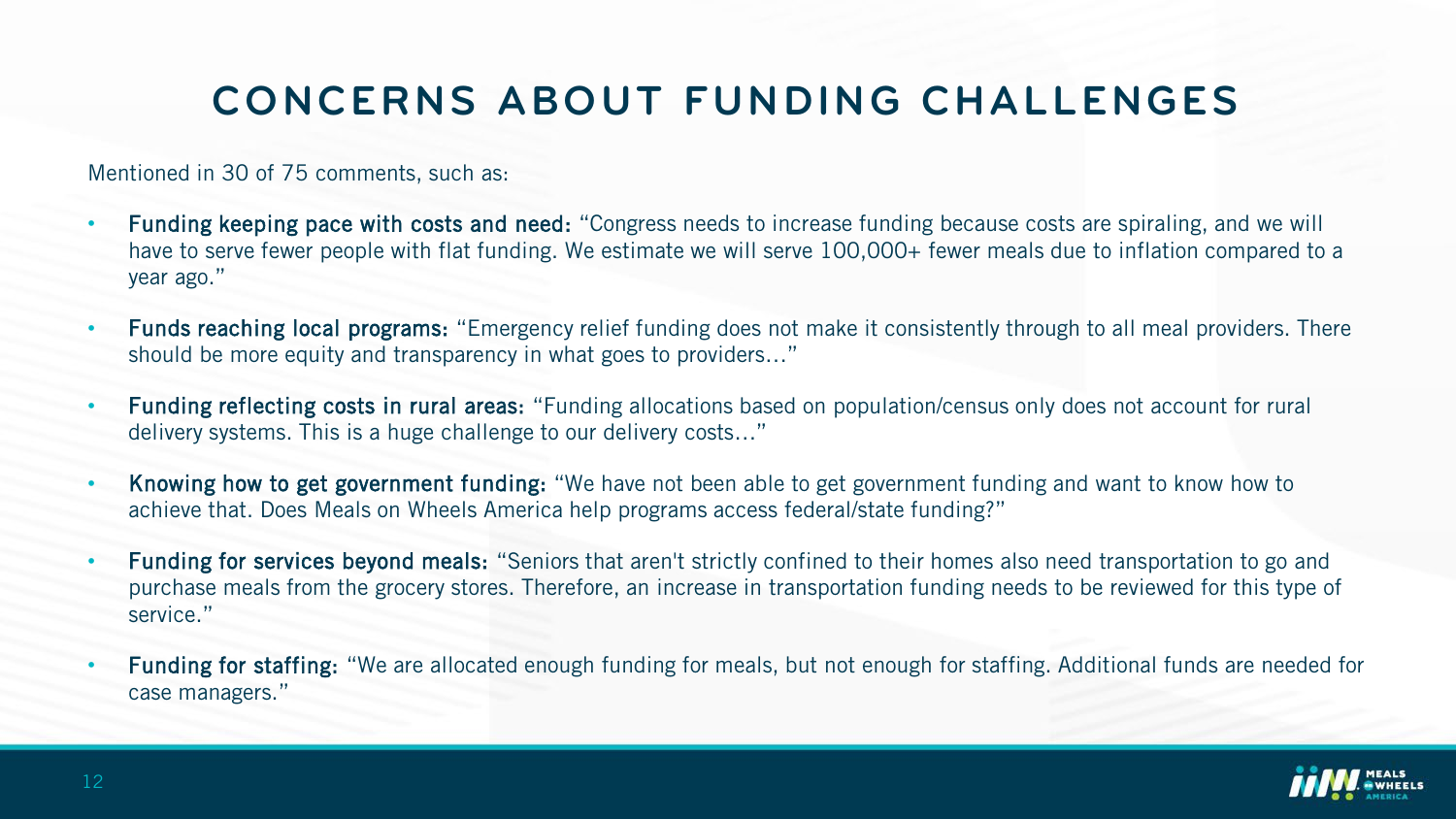# CONCERNS ABOUT FUNDING CHALLENGES

Mentioned in 30 of 75 comments, such as:

- **Funding keeping pace with costs and need:** "Congress needs to increase funding because costs are spiraling, and we will have to serve fewer people with flat funding. We estimate we will serve 100,000+ fewer meals due to inflation compared to a year ago."
- **Funds reaching local programs:** "Emergency relief funding does not make it consistently through to all meal providers. There should be more equity and transparency in what goes to providers…"
- **Funding reflecting costs in rural areas:** "Funding allocations based on population/census only does not account for rural delivery systems. This is a huge challenge to our delivery costs…"
- **Knowing how to get government funding:** "We have not been able to get government funding and want to know how to achieve that. Does Meals on Wheels America help programs access federal/state funding?"
- **Funding for services beyond meals:** "Seniors that aren't strictly confined to their homes also need transportation to go and purchase meals from the grocery stores. Therefore, an increase in transportation funding needs to be reviewed for this type of service."
- **Funding for staffing:** "We are allocated enough funding for meals, but not enough for staffing. Additional funds are needed for case managers."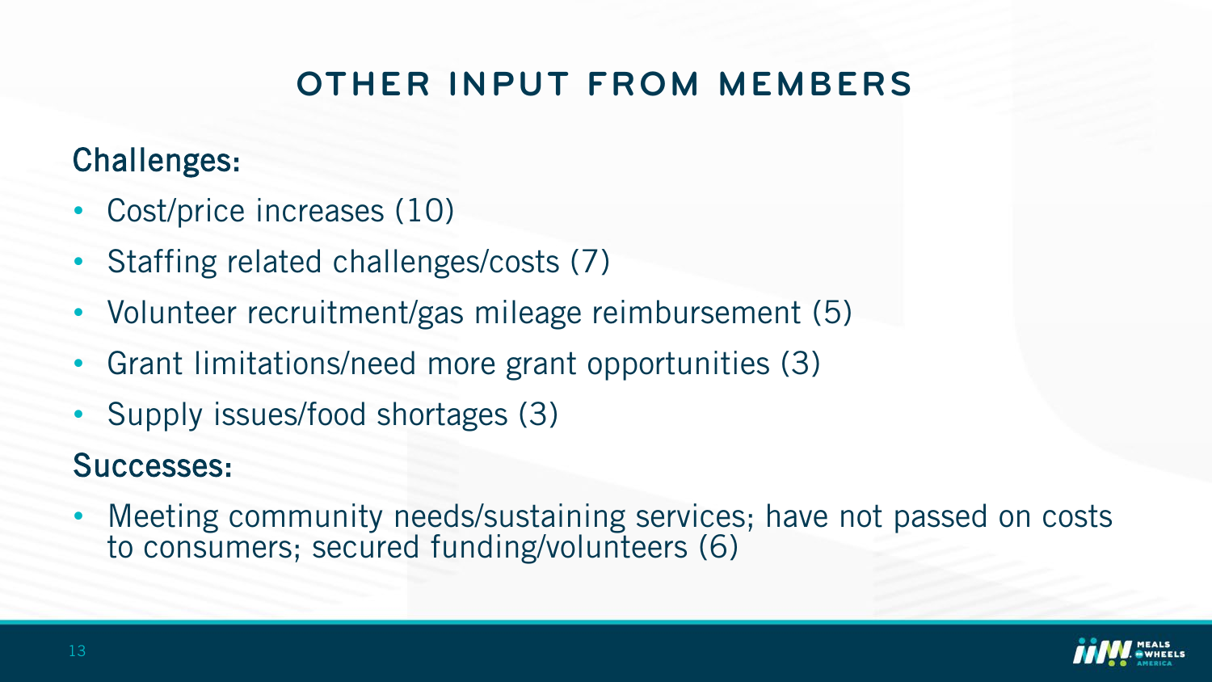# OTHER INPUT FROM MEMBERS

## Challenges:

- Cost/price increases (10)
- Staffing related challenges/costs (7)
- Volunteer recruitment/gas mileage reimbursement (5)
- Grant limitations/need more grant opportunities (3)
- Supply issues/food shortages (3)

## Successes:

- Meeting community needs/sustaining services; have not passed on costs to consumers; secured funding/volunteers (6)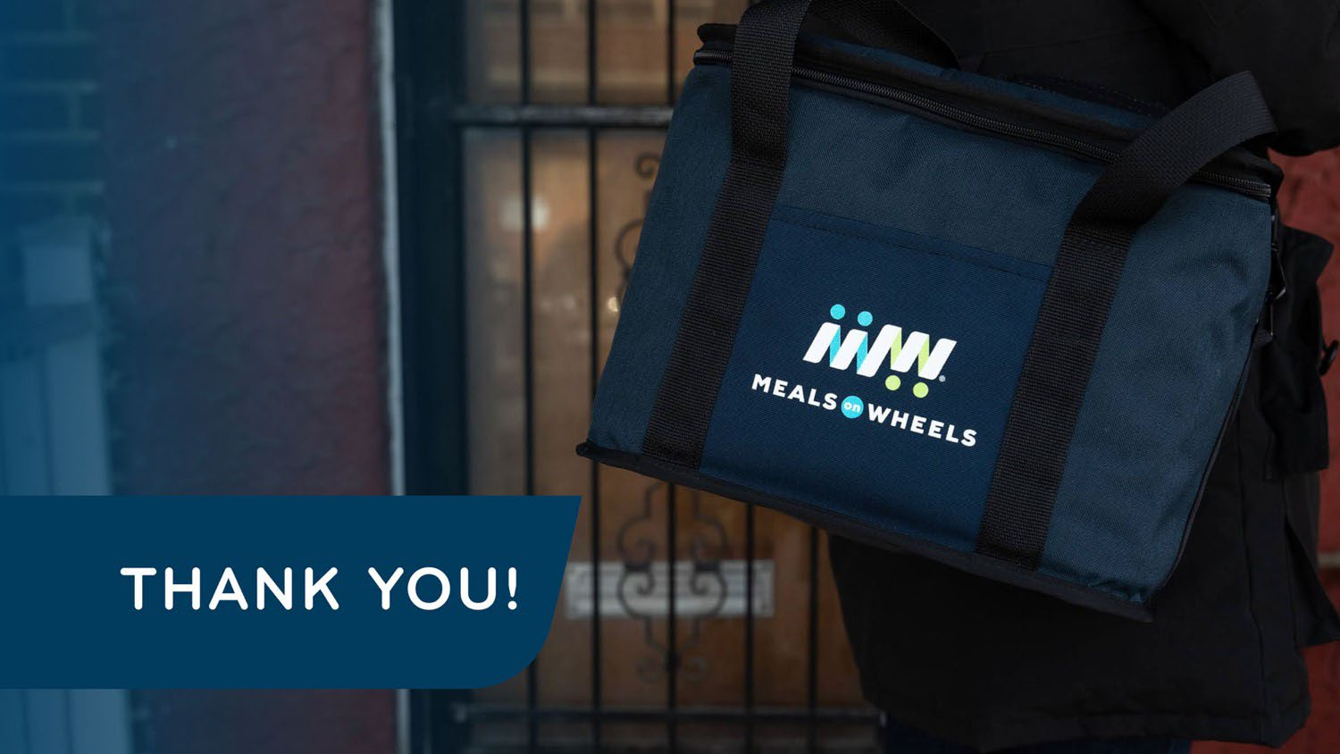# THANK YOU!